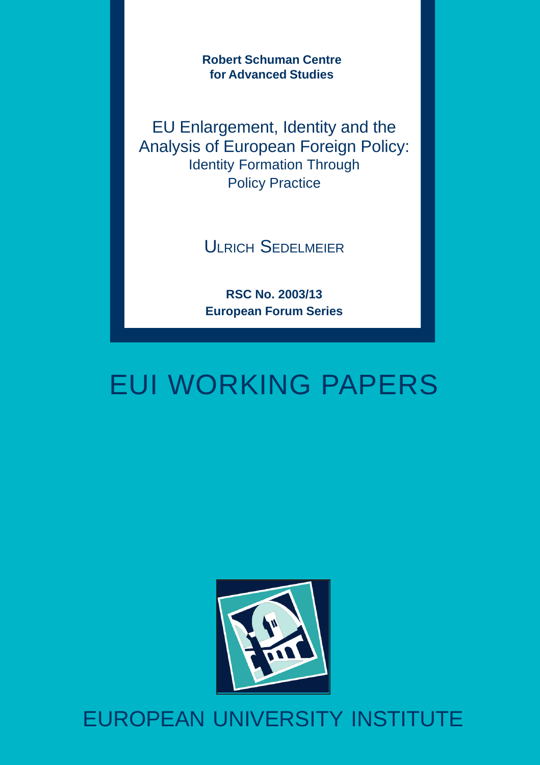**Robert Schuman Centre for Advanced Studies**

# EU Enlargement, Identity and the Analysis of European Foreign Policy:

## Identity Formation Through Policy Practice

ULRICH SEDELMEIER

**RSC No. 2003/13**
**European Forum Series**

# EUI WORKING PAPERS

EUROPEAN UNIVERSITY INSTITUTE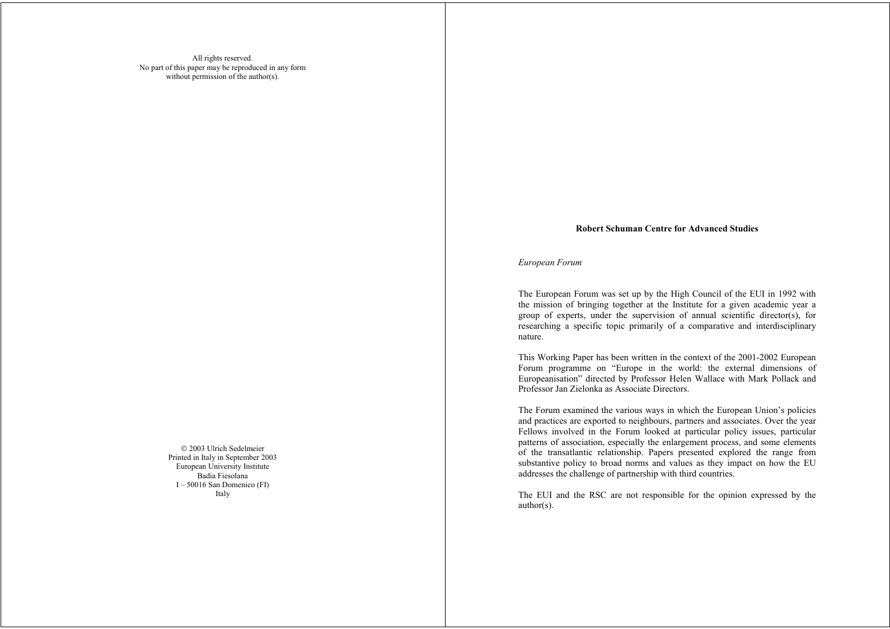All rights reserved.
No part of this paper may be reproduced in any form
without permission of the author(s).

© 2003 Ulrich Sedelmeier
Printed in Italy in September 2003
European University Institute
Badia Fiesolana
I – 50016 San Domenico (FI)
Italy

**Robert Schuman Centre for Advanced Studies**

*European Forum*

The European Forum was set up by the High Council of the EUI in 1992 with the mission of bringing together at the Institute for a given academic year a group of experts, under the supervision of annual scientific director(s), for researching a specific topic primarily of a comparative and interdisciplinary nature.

This Working Paper has been written in the context of the 2001-2002 European Forum programme on "Europe in the world: the external dimensions of Europeanisation" directed by Professor Helen Wallace with Mark Pollack and Professor Jan Zielonka as Associate Directors.

The Forum examined the various ways in which the European Union's policies and practices are exported to neighbours, partners and associates. Over the year Fellows involved in the Forum looked at particular policy issues, particular patterns of association, especially the enlargement process, and some elements of the transatlantic relationship. Papers presented explored the range from substantive policy to broad norms and values as they impact on how the EU addresses the challenge of partnership with third countries.

The EUI and the RSC are not responsible for the opinion expressed by the author(s).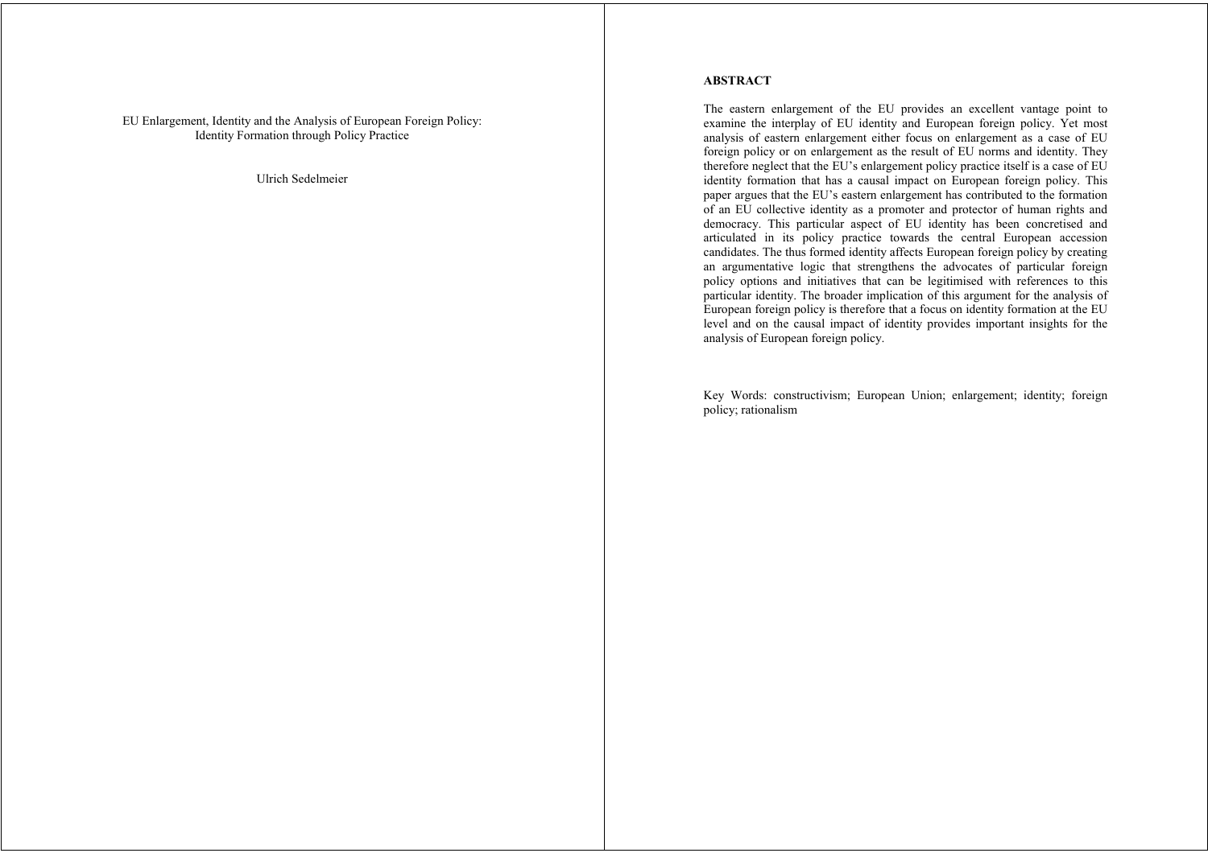EU Enlargement, Identity and the Analysis of European Foreign Policy: Identity Formation through Policy Practice

Ulrich Sedelmeier

**ABSTRACT**

The eastern enlargement of the EU provides an excellent vantage point to examine the interplay of EU identity and European foreign policy. Yet most analysis of eastern enlargement either focus on enlargement as a case of EU foreign policy or on enlargement as the result of EU norms and identity. They therefore neglect that the EU's enlargement policy practice itself is a case of EU identity formation that has a causal impact on European foreign policy. This paper argues that the EU's eastern enlargement has contributed to the formation of an EU collective identity as a promoter and protector of human rights and democracy. This particular aspect of EU identity has been concretised and articulated in its policy practice towards the central European accession candidates. The thus formed identity affects European foreign policy by creating an argumentative logic that strengthens the advocates of particular foreign policy options and initiatives that can be legitimised with references to this particular identity. The broader implication of this argument for the analysis of European foreign policy is therefore that a focus on identity formation at the EU level and on the causal impact of identity provides important insights for the analysis of European foreign policy.

Key Words: constructivism; European Union; enlargement; identity; foreign policy; rationalism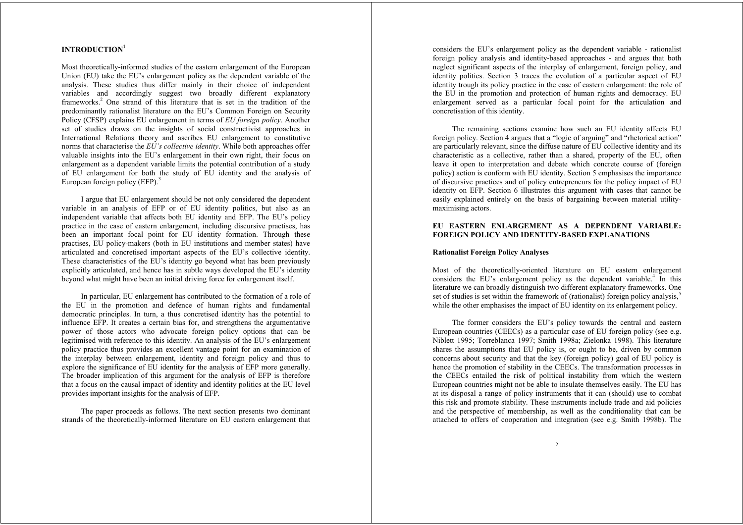## INTRODUCTION[1]

Most theoretically-informed studies of the eastern enlargement of the European Union (EU) take the EU's enlargement policy as the dependent variable of the analysis. These studies thus differ mainly in their choice of independent variables and accordingly suggest two broadly different explanatory frameworks.[2] One strand of this literature that is set in the tradition of the predominantly rationalist literature on the EU's Common Foreign on Security Policy (CFSP) explains EU enlargement in terms of *EU foreign policy*. Another set of studies draws on the insights of social constructivist approaches in International Relations theory and ascribes EU enlargement to constitutive norms that characterise the *EU's collective identity*. While both approaches offer valuable insights into the EU's enlargement in their own right, their focus on enlargement as a dependent variable limits the potential contribution of a study of EU enlargement for both the study of EU identity and the analysis of European foreign policy (EFP).[3]

I argue that EU enlargement should be not only considered the dependent variable in an analysis of EFP or of EU identity politics, but also as an independent variable that affects both EU identity and EFP. The EU's policy practice in the case of eastern enlargement, including discursive practises, has been an important focal point for EU identity formation. Through these practises, EU policy-makers (both in EU institutions and member states) have articulated and concretised important aspects of the EU's collective identity. These characteristics of the EU's identity go beyond what has been previously explicitly articulated, and hence has in subtle ways developed the EU's identity beyond what might have been an initial driving force for enlargement itself.

In particular, EU enlargement has contributed to the formation of a role of the EU in the promotion and defence of human rights and fundamental democratic principles. In turn, a thus concretised identity has the potential to influence EFP. It creates a certain bias for, and strengthens the argumentative power of those actors who advocate foreign policy options that can be legitimised with reference to this identity. An analysis of the EU's enlargement policy practice thus provides an excellent vantage point for an examination of the interplay between enlargement, identity and foreign policy and thus to explore the significance of EU identity for the analysis of EFP more generally. The broader implication of this argument for the analysis of EFP is therefore that a focus on the causal impact of identity and identity politics at the EU level provides important insights for the analysis of EFP.

The paper proceeds as follows. The next section presents two dominant strands of the theoretically-informed literature on EU eastern enlargement that considers the EU's enlargement policy as the dependent variable - rationalist foreign policy analysis and identity-based approaches - and argues that both neglect significant aspects of the interplay of enlargement, foreign policy, and identity politics. Section 3 traces the evolution of a particular aspect of EU identity trough its policy practice in the case of eastern enlargement: the role of the EU in the promotion and protection of human rights and democracy. EU enlargement served as a particular focal point for the articulation and concretisation of this identity.

The remaining sections examine how such an EU identity affects EU foreign policy. Section 4 argues that a "logic of arguing" and "rhetorical action" are particularly relevant, since the diffuse nature of EU collective identity and its characteristic as a collective, rather than a shared, property of the EU, often leave it open to interpretation and debate which concrete course of (foreign policy) action is conform with EU identity. Section 5 emphasises the importance of discursive practices and of policy entrepreneurs for the policy impact of EU identity on EFP. Section 6 illustrates this argument with cases that cannot be easily explained entirely on the basis of bargaining between material utility-maximising actors.

## EU EASTERN ENLARGEMENT AS A DEPENDENT VARIABLE: FOREIGN POLICY AND IDENTITY-BASED EXPLANATIONS

### Rationalist Foreign Policy Analyses

Most of the theoretically-oriented literature on EU eastern enlargement considers the EU's enlargement policy as the dependent variable.[4] In this literature we can broadly distinguish two different explanatory frameworks. One set of studies is set within the framework of (rationalist) foreign policy analysis,[5] while the other emphasises the impact of EU identity on its enlargement policy.

The former considers the EU's policy towards the central and eastern European countries (CEECs) as a particular case of EU foreign policy (see e.g. Niblett 1995; Torreblanca 1997; Smith 1998a; Zielonka 1998). This literature shares the assumptions that EU policy is, or ought to be, driven by common concerns about security and that the key (foreign policy) goal of EU policy is hence the promotion of stability in the CEECs. The transformation processes in the CEECs entailed the risk of political instability from which the western European countries might not be able to insulate themselves easily. The EU has at its disposal a range of policy instruments that it can (should) use to combat this risk and promote stability. These instruments include trade and aid policies and the perspective of membership, as well as the conditionality that can be attached to offers of cooperation and integration (see e.g. Smith 1998b). The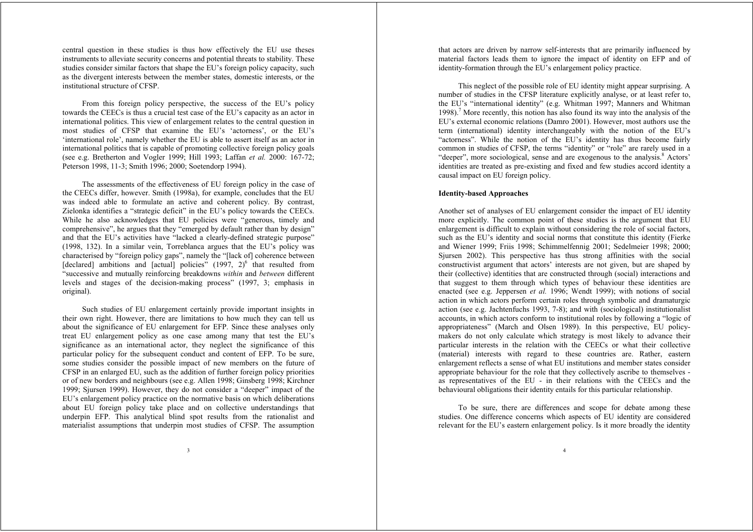central question in these studies is thus how effectively the EU use theses instruments to alleviate security concerns and potential threats to stability. These studies consider similar factors that shape the EU's foreign policy capacity, such as the divergent interests between the member states, domestic interests, or the institutional structure of CFSP.

From this foreign policy perspective, the success of the EU's policy towards the CEECs is thus a crucial test case of the EU's capacity as an actor in international politics. This view of enlargement relates to the central question in most studies of CFSP that examine the EU's 'actorness', or the EU's 'international role', namely whether the EU is able to assert itself as an actor in international politics that is capable of promoting collective foreign policy goals (see e.g. Bretherton and Vogler 1999; Hill 1993; Laffan *et al.* 2000: 167-72; Peterson 1998, 11-3; Smith 1996; 2000; Soetendorp 1994).

The assessments of the effectiveness of EU foreign policy in the case of the CEECs differ, however. Smith (1998a), for example, concludes that the EU was indeed able to formulate an active and coherent policy. By contrast, Zielonka identifies a "strategic deficit" in the EU's policy towards the CEECs. While he also acknowledges that EU policies were "generous, timely and comprehensive", he argues that they "emerged by default rather than by design" and that the EU's activities have "lacked a clearly-defined strategic purpose" (1998, 132). In a similar vein, Torreblanca argues that the EU's policy was characterised by "foreign policy gaps", namely the "[lack of] coherence between [declared] ambitions and [actual] policies" (1997, 2)[6] that resulted from "successive and mutually reinforcing breakdowns *within* and *between* different levels and stages of the decision-making process" (1997, 3; emphasis in original).

Such studies of EU enlargement certainly provide important insights in their own right. However, there are limitations to how much they can tell us about the significance of EU enlargement for EFP. Since these analyses only treat EU enlargement policy as one case among many that test the EU's significance as an international actor, they neglect the significance of this particular policy for the subsequent conduct and content of EFP. To be sure, some studies consider the possible impact of new members on the future of CFSP in an enlarged EU, such as the addition of further foreign policy priorities or of new borders and neighbours (see e.g. Allen 1998; Ginsberg 1998; Kirchner 1999; Sjursen 1999). However, they do not consider a "deeper" impact of the EU's enlargement policy practice on the normative basis on which deliberations about EU foreign policy take place and on collective understandings that underpin EFP. This analytical blind spot results from the rationalist and materialist assumptions that underpin most studies of CFSP. The assumption that actors are driven by narrow self-interests that are primarily influenced by material factors leads them to ignore the impact of identity on EFP and of identity-formation through the EU's enlargement policy practice.

This neglect of the possible role of EU identity might appear surprising. A number of studies in the CFSP literature explicitly analyse, or at least refer to, the EU's "international identity" (e.g. Whitman 1997; Manners and Whitman 1998).[7] More recently, this notion has also found its way into the analysis of the EU's external economic relations (Damro 2001). However, most authors use the term (international) identity interchangeably with the notion of the EU's "actorness". While the notion of the EU's identity has thus become fairly common in studies of CFSP, the terms "identity" or "role" are rarely used in a "deeper", more sociological, sense and are exogenous to the analysis.[8] Actors' identities are treated as pre-existing and fixed and few studies accord identity a causal impact on EU foreign policy.

**Identity-based Approaches**

Another set of analyses of EU enlargement consider the impact of EU identity more explicitly. The common point of these studies is the argument that EU enlargement is difficult to explain without considering the role of social factors, such as the EU's identity and social norms that constitute this identity (Fierke and Wiener 1999; Friis 1998; Schimmelfennig 2001; Sedelmeier 1998; 2000; Sjursen 2002). This perspective has thus strong affinities with the social constructivist argument that actors' interests are not given, but are shaped by their (collective) identities that are constructed through (social) interactions and that suggest to them through which types of behaviour these identities are enacted (see e.g. Jeppersen *et al.* 1996; Wendt 1999); with notions of social action in which actors perform certain roles through symbolic and dramaturgic action (see e.g. Jachtenfuchs 1993, 7-8); and with (sociological) institutionalist accounts, in which actors conform to institutional roles by following a "logic of appropriateness" (March and Olsen 1989). In this perspective, EU policy-makers do not only calculate which strategy is most likely to advance their particular interests in the relation with the CEECs or what their collective (material) interests with regard to these countries are. Rather, eastern enlargement reflects a sense of what EU institutions and member states consider appropriate behaviour for the role that they collectively ascribe to themselves - as representatives of the EU - in their relations with the CEECs and the behavioural obligations their identity entails for this particular relationship.

To be sure, there are differences and scope for debate among these studies. One difference concerns which aspects of EU identity are considered relevant for the EU's eastern enlargement policy. Is it more broadly the identity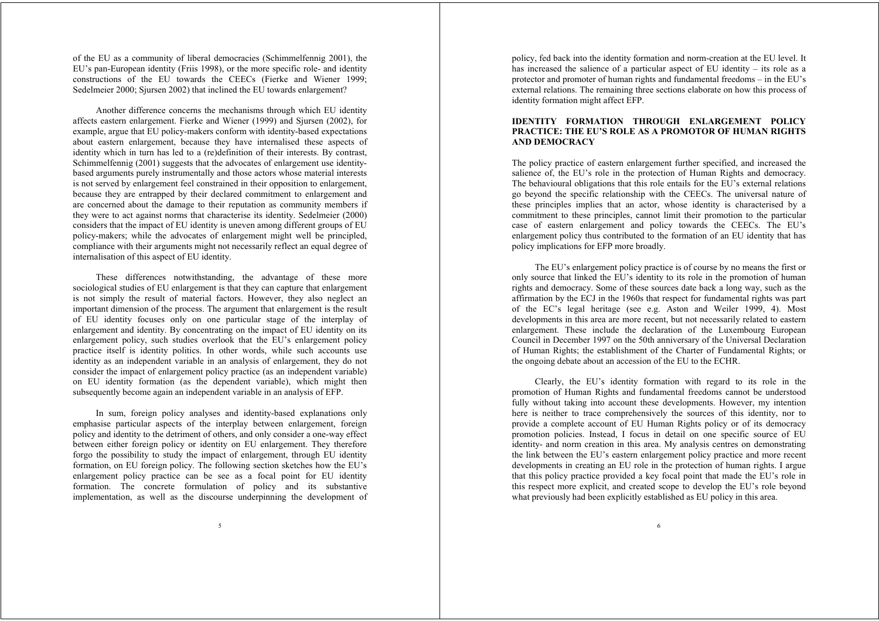of the EU as a community of liberal democracies (Schimmelfennig 2001), the EU's pan-European identity (Friis 1998), or the more specific role- and identity constructions of the EU towards the CEECs (Fierke and Wiener 1999; Sedelmeier 2000; Sjursen 2002) that inclined the EU towards enlargement?

Another difference concerns the mechanisms through which EU identity affects eastern enlargement. Fierke and Wiener (1999) and Sjursen (2002), for example, argue that EU policy-makers conform with identity-based expectations about eastern enlargement, because they have internalised these aspects of identity which in turn has led to a (re)definition of their interests. By contrast, Schimmelfennig (2001) suggests that the advocates of enlargement use identity-based arguments purely instrumentally and those actors whose material interests is not served by enlargement feel constrained in their opposition to enlargement, because they are entrapped by their declared commitment to enlargement and are concerned about the damage to their reputation as community members if they were to act against norms that characterise its identity. Sedelmeier (2000) considers that the impact of EU identity is uneven among different groups of EU policy-makers; while the advocates of enlargement might well be principled, compliance with their arguments might not necessarily reflect an equal degree of internalisation of this aspect of EU identity.

These differences notwithstanding, the advantage of these more sociological studies of EU enlargement is that they can capture that enlargement is not simply the result of material factors. However, they also neglect an important dimension of the process. The argument that enlargement is the result of EU identity focuses only on one particular stage of the interplay of enlargement and identity. By concentrating on the impact of EU identity on its enlargement policy, such studies overlook that the EU's enlargement policy practice itself is identity politics. In other words, while such accounts use identity as an independent variable in an analysis of enlargement, they do not consider the impact of enlargement policy practice (as an independent variable) on EU identity formation (as the dependent variable), which might then subsequently become again an independent variable in an analysis of EFP.

In sum, foreign policy analyses and identity-based explanations only emphasise particular aspects of the interplay between enlargement, foreign policy and identity to the detriment of others, and only consider a one-way effect between either foreign policy or identity on EU enlargement. They therefore forgo the possibility to study the impact of enlargement, through EU identity formation, on EU foreign policy. The following section sketches how the EU's enlargement policy practice can be see as a focal point for EU identity formation. The concrete formulation of policy and its substantive implementation, as well as the discourse underpinning the development of policy, fed back into the identity formation and norm-creation at the EU level. It has increased the salience of a particular aspect of EU identity – its role as a protector and promoter of human rights and fundamental freedoms – in the EU's external relations. The remaining three sections elaborate on how this process of identity formation might affect EFP.

## IDENTITY FORMATION THROUGH ENLARGEMENT POLICY PRACTICE: THE EU'S ROLE AS A PROMOTOR OF HUMAN RIGHTS AND DEMOCRACY

The policy practice of eastern enlargement further specified, and increased the salience of, the EU's role in the protection of Human Rights and democracy. The behavioural obligations that this role entails for the EU's external relations go beyond the specific relationship with the CEECs. The universal nature of these principles implies that an actor, whose identity is characterised by a commitment to these principles, cannot limit their promotion to the particular case of eastern enlargement and policy towards the CEECs. The EU's enlargement policy thus contributed to the formation of an EU identity that has policy implications for EFP more broadly.

The EU's enlargement policy practice is of course by no means the first or only source that linked the EU's identity to its role in the promotion of human rights and democracy. Some of these sources date back a long way, such as the affirmation by the ECJ in the 1960s that respect for fundamental rights was part of the EC's legal heritage (see e.g. Aston and Weiler 1999, 4). Most developments in this area are more recent, but not necessarily related to eastern enlargement. These include the declaration of the Luxembourg European Council in December 1997 on the 50th anniversary of the Universal Declaration of Human Rights; the establishment of the Charter of Fundamental Rights; or the ongoing debate about an accession of the EU to the ECHR.

Clearly, the EU's identity formation with regard to its role in the promotion of Human Rights and fundamental freedoms cannot be understood fully without taking into account these developments. However, my intention here is neither to trace comprehensively the sources of this identity, nor to provide a complete account of EU Human Rights policy or of its democracy promotion policies. Instead, I focus in detail on one specific source of EU identity- and norm creation in this area. My analysis centres on demonstrating the link between the EU's eastern enlargement policy practice and more recent developments in creating an EU role in the protection of human rights. I argue that this policy practice provided a key focal point that made the EU's role in this respect more explicit, and created scope to develop the EU's role beyond what previously had been explicitly established as EU policy in this area.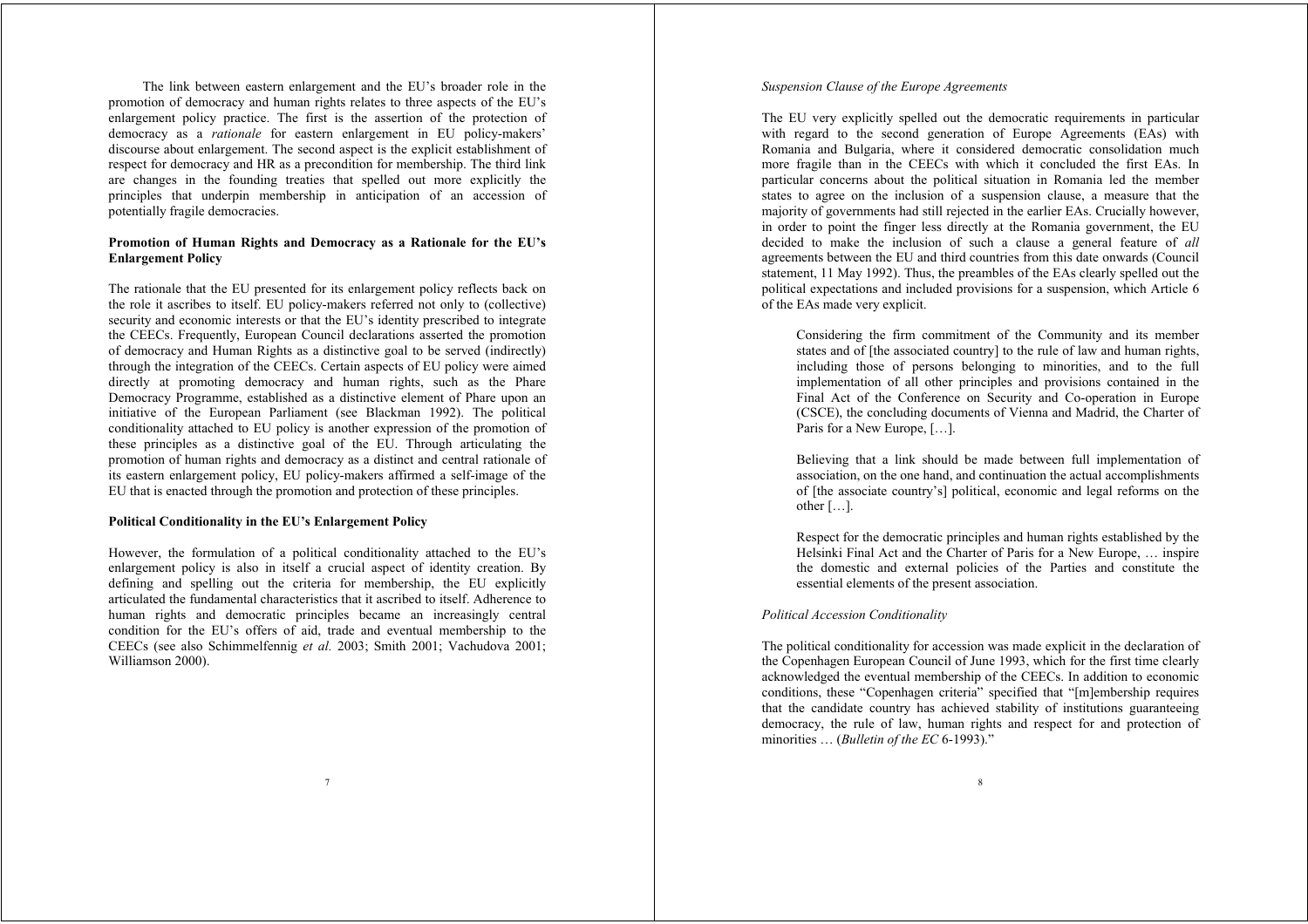The link between eastern enlargement and the EU's broader role in the promotion of democracy and human rights relates to three aspects of the EU's enlargement policy practice. The first is the assertion of the protection of democracy as a *rationale* for eastern enlargement in EU policy-makers' discourse about enlargement. The second aspect is the explicit establishment of respect for democracy and HR as a precondition for membership. The third link are changes in the founding treaties that spelled out more explicitly the principles that underpin membership in anticipation of an accession of potentially fragile democracies.

**Promotion of Human Rights and Democracy as a Rationale for the EU's Enlargement Policy**

The rationale that the EU presented for its enlargement policy reflects back on the role it ascribes to itself. EU policy-makers referred not only to (collective) security and economic interests or that the EU's identity prescribed to integrate the CEECs. Frequently, European Council declarations asserted the promotion of democracy and Human Rights as a distinctive goal to be served (indirectly) through the integration of the CEECs. Certain aspects of EU policy were aimed directly at promoting democracy and human rights, such as the Phare Democracy Programme, established as a distinctive element of Phare upon an initiative of the European Parliament (see Blackman 1992). The political conditionality attached to EU policy is another expression of the promotion of these principles as a distinctive goal of the EU. Through articulating the promotion of human rights and democracy as a distinct and central rationale of its eastern enlargement policy, EU policy-makers affirmed a self-image of the EU that is enacted through the promotion and protection of these principles.

**Political Conditionality in the EU's Enlargement Policy**

However, the formulation of a political conditionality attached to the EU's enlargement policy is also in itself a crucial aspect of identity creation. By defining and spelling out the criteria for membership, the EU explicitly articulated the fundamental characteristics that it ascribed to itself. Adherence to human rights and democratic principles became an increasingly central condition for the EU's offers of aid, trade and eventual membership to the CEECs (see also Schimmelfennig *et al.* 2003; Smith 2001; Vachudova 2001; Williamson 2000).

*Suspension Clause of the Europe Agreements*

The EU very explicitly spelled out the democratic requirements in particular with regard to the second generation of Europe Agreements (EAs) with Romania and Bulgaria, where it considered democratic consolidation much more fragile than in the CEECs with which it concluded the first EAs. In particular concerns about the political situation in Romania led the member states to agree on the inclusion of a suspension clause, a measure that the majority of governments had still rejected in the earlier EAs. Crucially however, in order to point the finger less directly at the Romania government, the EU decided to make the inclusion of such a clause a general feature of *all* agreements between the EU and third countries from this date onwards (Council statement, 11 May 1992). Thus, the preambles of the EAs clearly spelled out the political expectations and included provisions for a suspension, which Article 6 of the EAs made very explicit.

> Considering the firm commitment of the Community and its member states and of [the associated country] to the rule of law and human rights, including those of persons belonging to minorities, and to the full implementation of all other principles and provisions contained in the Final Act of the Conference on Security and Co-operation in Europe (CSCE), the concluding documents of Vienna and Madrid, the Charter of Paris for a New Europe, […].
>
> Believing that a link should be made between full implementation of association, on the one hand, and continuation the actual accomplishments of [the associate country's] political, economic and legal reforms on the other […].
>
> Respect for the democratic principles and human rights established by the Helsinki Final Act and the Charter of Paris for a New Europe, … inspire the domestic and external policies of the Parties and constitute the essential elements of the present association.

*Political Accession Conditionality*

The political conditionality for accession was made explicit in the declaration of the Copenhagen European Council of June 1993, which for the first time clearly acknowledged the eventual membership of the CEECs. In addition to economic conditions, these "Copenhagen criteria" specified that "[m]embership requires that the candidate country has achieved stability of institutions guaranteeing democracy, the rule of law, human rights and respect for and protection of minorities … (*Bulletin of the EC* 6-1993)."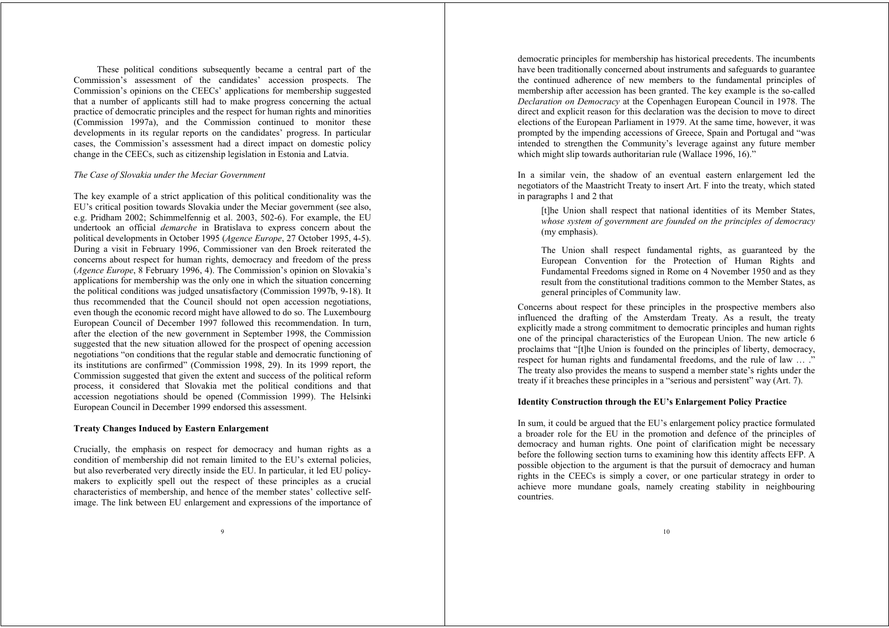These political conditions subsequently became a central part of the Commission's assessment of the candidates' accession prospects. The Commission's opinions on the CEECs' applications for membership suggested that a number of applicants still had to make progress concerning the actual practice of democratic principles and the respect for human rights and minorities (Commission 1997a), and the Commission continued to monitor these developments in its regular reports on the candidates' progress. In particular cases, the Commission's assessment had a direct impact on domestic policy change in the CEECs, such as citizenship legislation in Estonia and Latvia.

*The Case of Slovakia under the Meciar Government*

The key example of a strict application of this political conditionality was the EU's critical position towards Slovakia under the Meciar government (see also, e.g. Pridham 2002; Schimmelfennig et al. 2003, 502-6). For example, the EU undertook an official *demarche* in Bratislava to express concern about the political developments in October 1995 (*Agence Europe*, 27 October 1995, 4-5). During a visit in February 1996, Commissioner van den Broek reiterated the concerns about respect for human rights, democracy and freedom of the press (*Agence Europe*, 8 February 1996, 4). The Commission's opinion on Slovakia's applications for membership was the only one in which the situation concerning the political conditions was judged unsatisfactory (Commission 1997b, 9-18). It thus recommended that the Council should not open accession negotiations, even though the economic record might have allowed to do so. The Luxembourg European Council of December 1997 followed this recommendation. In turn, after the election of the new government in September 1998, the Commission suggested that the new situation allowed for the prospect of opening accession negotiations "on conditions that the regular stable and democratic functioning of its institutions are confirmed" (Commission 1998, 29). In its 1999 report, the Commission suggested that given the extent and success of the political reform process, it considered that Slovakia met the political conditions and that accession negotiations should be opened (Commission 1999). The Helsinki European Council in December 1999 endorsed this assessment.

**Treaty Changes Induced by Eastern Enlargement**

Crucially, the emphasis on respect for democracy and human rights as a condition of membership did not remain limited to the EU's external policies, but also reverberated very directly inside the EU. In particular, it led EU policy-makers to explicitly spell out the respect of these principles as a crucial characteristics of membership, and hence of the member states' collective self-image. The link between EU enlargement and expressions of the importance of democratic principles for membership has historical precedents. The incumbents have been traditionally concerned about instruments and safeguards to guarantee the continued adherence of new members to the fundamental principles of membership after accession has been granted. The key example is the so-called *Declaration on Democracy* at the Copenhagen European Council in 1978. The direct and explicit reason for this declaration was the decision to move to direct elections of the European Parliament in 1979. At the same time, however, it was prompted by the impending accessions of Greece, Spain and Portugal and "was intended to strengthen the Community's leverage against any future member which might slip towards authoritarian rule (Wallace 1996, 16)."

In a similar vein, the shadow of an eventual eastern enlargement led the negotiators of the Maastricht Treaty to insert Art. F into the treaty, which stated in paragraphs 1 and 2 that

> [t]he Union shall respect that national identities of its Member States, *whose system of government are founded on the principles of democracy* (my emphasis).
>
> The Union shall respect fundamental rights, as guaranteed by the European Convention for the Protection of Human Rights and Fundamental Freedoms signed in Rome on 4 November 1950 and as they result from the constitutional traditions common to the Member States, as general principles of Community law.

Concerns about respect for these principles in the prospective members also influenced the drafting of the Amsterdam Treaty. As a result, the treaty explicitly made a strong commitment to democratic principles and human rights one of the principal characteristics of the European Union. The new article 6 proclaims that "[t]he Union is founded on the principles of liberty, democracy, respect for human rights and fundamental freedoms, and the rule of law … ." The treaty also provides the means to suspend a member state's rights under the treaty if it breaches these principles in a "serious and persistent" way (Art. 7).

**Identity Construction through the EU's Enlargement Policy Practice**

In sum, it could be argued that the EU's enlargement policy practice formulated a broader role for the EU in the promotion and defence of the principles of democracy and human rights. One point of clarification might be necessary before the following section turns to examining how this identity affects EFP. A possible objection to the argument is that the pursuit of democracy and human rights in the CEECs is simply a cover, or one particular strategy in order to achieve more mundane goals, namely creating stability in neighbouring countries.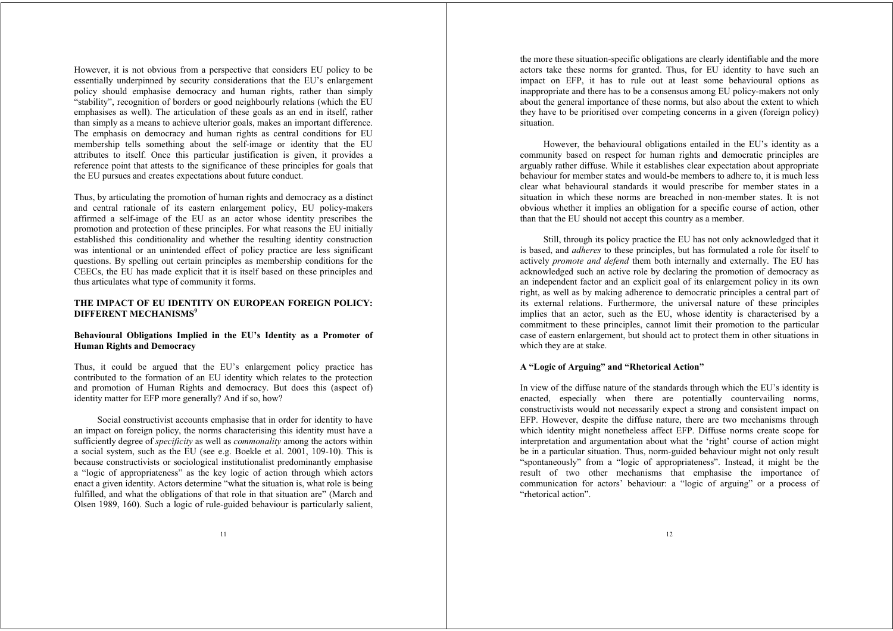However, it is not obvious from a perspective that considers EU policy to be essentially underpinned by security considerations that the EU's enlargement policy should emphasise democracy and human rights, rather than simply "stability", recognition of borders or good neighbourly relations (which the EU emphasises as well). The articulation of these goals as an end in itself, rather than simply as a means to achieve ulterior goals, makes an important difference. The emphasis on democracy and human rights as central conditions for EU membership tells something about the self-image or identity that the EU attributes to itself. Once this particular justification is given, it provides a reference point that attests to the significance of these principles for goals that the EU pursues and creates expectations about future conduct.

Thus, by articulating the promotion of human rights and democracy as a distinct and central rationale of its eastern enlargement policy, EU policy-makers affirmed a self-image of the EU as an actor whose identity prescribes the promotion and protection of these principles. For what reasons the EU initially established this conditionality and whether the resulting identity construction was intentional or an unintended effect of policy practice are less significant questions. By spelling out certain principles as membership conditions for the CEECs, the EU has made explicit that it is itself based on these principles and thus articulates what type of community it forms.

## THE IMPACT OF EU IDENTITY ON EUROPEAN FOREIGN POLICY: DIFFERENT MECHANISMS[9]

### Behavioural Obligations Implied in the EU's Identity as a Promoter of Human Rights and Democracy

Thus, it could be argued that the EU's enlargement policy practice has contributed to the formation of an EU identity which relates to the protection and promotion of Human Rights and democracy. But does this (aspect of) identity matter for EFP more generally? And if so, how?

Social constructivist accounts emphasise that in order for identity to have an impact on foreign policy, the norms characterising this identity must have a sufficiently degree of *specificity* as well as *commonality* among the actors within a social system, such as the EU (see e.g. Boekle et al. 2001, 109-10). This is because constructivists or sociological institutionalist predominantly emphasise a "logic of appropriateness" as the key logic of action through which actors enact a given identity. Actors determine "what the situation is, what role is being fulfilled, and what the obligations of that role in that situation are" (March and Olsen 1989, 160). Such a logic of rule-guided behaviour is particularly salient, the more these situation-specific obligations are clearly identifiable and the more actors take these norms for granted. Thus, for EU identity to have such an impact on EFP, it has to rule out at least some behavioural options as inappropriate and there has to be a consensus among EU policy-makers not only about the general importance of these norms, but also about the extent to which they have to be prioritised over competing concerns in a given (foreign policy) situation.

However, the behavioural obligations entailed in the EU's identity as a community based on respect for human rights and democratic principles are arguably rather diffuse. While it establishes clear expectation about appropriate behaviour for member states and would-be members to adhere to, it is much less clear what behavioural standards it would prescribe for member states in a situation in which these norms are breached in non-member states. It is not obvious whether it implies an obligation for a specific course of action, other than that the EU should not accept this country as a member.

Still, through its policy practice the EU has not only acknowledged that it is based, and *adheres* to these principles, but has formulated a role for itself to actively *promote and defend* them both internally and externally. The EU has acknowledged such an active role by declaring the promotion of democracy as an independent factor and an explicit goal of its enlargement policy in its own right, as well as by making adherence to democratic principles a central part of its external relations. Furthermore, the universal nature of these principles implies that an actor, such as the EU, whose identity is characterised by a commitment to these principles, cannot limit their promotion to the particular case of eastern enlargement, but should act to protect them in other situations in which they are at stake.

### A "Logic of Arguing" and "Rhetorical Action"

In view of the diffuse nature of the standards through which the EU's identity is enacted, especially when there are potentially countervailing norms, constructivists would not necessarily expect a strong and consistent impact on EFP. However, despite the diffuse nature, there are two mechanisms through which identity might nonetheless affect EFP. Diffuse norms create scope for interpretation and argumentation about what the 'right' course of action might be in a particular situation. Thus, norm-guided behaviour might not only result "spontaneously" from a "logic of appropriateness". Instead, it might be the result of two other mechanisms that emphasise the importance of communication for actors' behaviour: a "logic of arguing" or a process of "rhetorical action".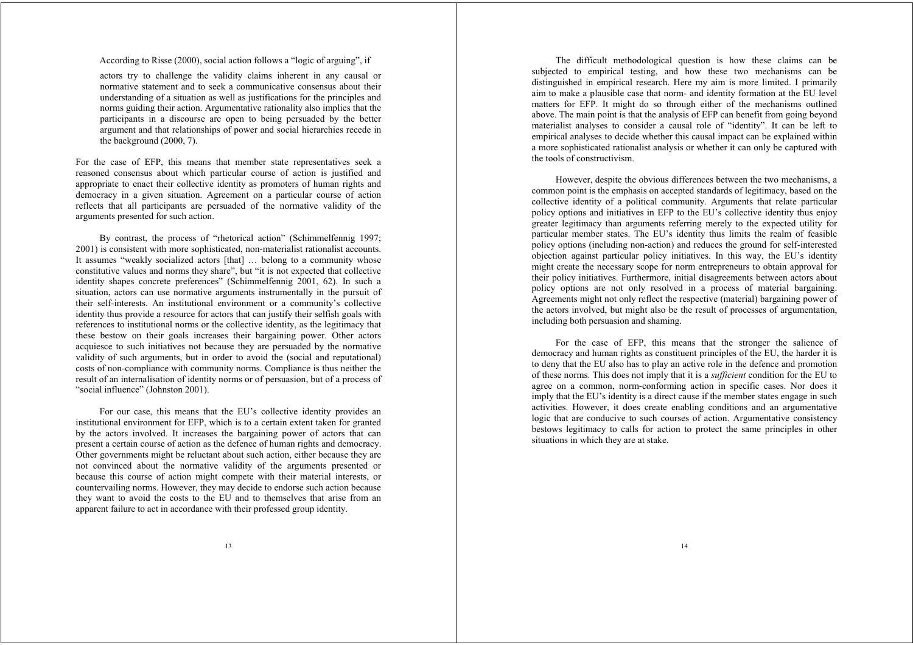According to Risse (2000), social action follows a "logic of arguing", if

> actors try to challenge the validity claims inherent in any causal or normative statement and to seek a communicative consensus about their understanding of a situation as well as justifications for the principles and norms guiding their action. Argumentative rationality also implies that the participants in a discourse are open to being persuaded by the better argument and that relationships of power and social hierarchies recede in the background (2000, 7).

For the case of EFP, this means that member state representatives seek a reasoned consensus about which particular course of action is justified and appropriate to enact their collective identity as promoters of human rights and democracy in a given situation. Agreement on a particular course of action reflects that all participants are persuaded of the normative validity of the arguments presented for such action.

By contrast, the process of "rhetorical action" (Schimmelfennig 1997; 2001) is consistent with more sophisticated, non-materialist rationalist accounts. It assumes "weakly socialized actors [that] … belong to a community whose constitutive values and norms they share", but "it is not expected that collective identity shapes concrete preferences" (Schimmelfennig 2001, 62). In such a situation, actors can use normative arguments instrumentally in the pursuit of their self-interests. An institutional environment or a community's collective identity thus provide a resource for actors that can justify their selfish goals with references to institutional norms or the collective identity, as the legitimacy that these bestow on their goals increases their bargaining power. Other actors acquiesce to such initiatives not because they are persuaded by the normative validity of such arguments, but in order to avoid the (social and reputational) costs of non-compliance with community norms. Compliance is thus neither the result of an internalisation of identity norms or of persuasion, but of a process of "social influence" (Johnston 2001).

For our case, this means that the EU's collective identity provides an institutional environment for EFP, which is to a certain extent taken for granted by the actors involved. It increases the bargaining power of actors that can present a certain course of action as the defence of human rights and democracy. Other governments might be reluctant about such action, either because they are not convinced about the normative validity of the arguments presented or because this course of action might compete with their material interests, or countervailing norms. However, they may decide to endorse such action because they want to avoid the costs to the EU and to themselves that arise from an apparent failure to act in accordance with their professed group identity.

The difficult methodological question is how these claims can be subjected to empirical testing, and how these two mechanisms can be distinguished in empirical research. Here my aim is more limited. I primarily aim to make a plausible case that norm- and identity formation at the EU level matters for EFP. It might do so through either of the mechanisms outlined above. The main point is that the analysis of EFP can benefit from going beyond materialist analyses to consider a causal role of "identity". It can be left to empirical analyses to decide whether this causal impact can be explained within a more sophisticated rationalist analysis or whether it can only be captured with the tools of constructivism.

However, despite the obvious differences between the two mechanisms, a common point is the emphasis on accepted standards of legitimacy, based on the collective identity of a political community. Arguments that relate particular policy options and initiatives in EFP to the EU's collective identity thus enjoy greater legitimacy than arguments referring merely to the expected utility for particular member states. The EU's identity thus limits the realm of feasible policy options (including non-action) and reduces the ground for self-interested objection against particular policy initiatives. In this way, the EU's identity might create the necessary scope for norm entrepreneurs to obtain approval for their policy initiatives. Furthermore, initial disagreements between actors about policy options are not only resolved in a process of material bargaining. Agreements might not only reflect the respective (material) bargaining power of the actors involved, but might also be the result of processes of argumentation, including both persuasion and shaming.

For the case of EFP, this means that the stronger the salience of democracy and human rights as constituent principles of the EU, the harder it is to deny that the EU also has to play an active role in the defence and promotion of these norms. This does not imply that it is a *sufficient* condition for the EU to agree on a common, norm-conforming action in specific cases. Nor does it imply that the EU's identity is a direct cause if the member states engage in such activities. However, it does create enabling conditions and an argumentative logic that are conducive to such courses of action. Argumentative consistency bestows legitimacy to calls for action to protect the same principles in other situations in which they are at stake.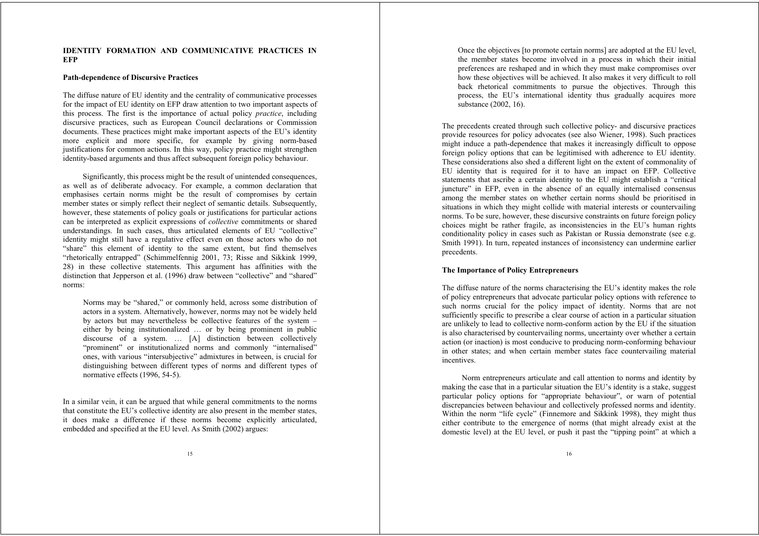## IDENTITY FORMATION AND COMMUNICATIVE PRACTICES IN EFP

### Path-dependence of Discursive Practices

The diffuse nature of EU identity and the centrality of communicative processes for the impact of EU identity on EFP draw attention to two important aspects of this process. The first is the importance of actual policy *practice*, including discursive practices, such as European Council declarations or Commission documents. These practices might make important aspects of the EU's identity more explicit and more specific, for example by giving norm-based justifications for common actions. In this way, policy practice might strengthen identity-based arguments and thus affect subsequent foreign policy behaviour.

Significantly, this process might be the result of unintended consequences, as well as of deliberate advocacy. For example, a common declaration that emphasises certain norms might be the result of compromises by certain member states or simply reflect their neglect of semantic details. Subsequently, however, these statements of policy goals or justifications for particular actions can be interpreted as explicit expressions of *collective* commitments or shared understandings. In such cases, thus articulated elements of EU "collective" identity might still have a regulative effect even on those actors who do not "share" this element of identity to the same extent, but find themselves "rhetorically entrapped" (Schimmelfennig 2001, 73; Risse and Sikkink 1999, 28) in these collective statements. This argument has affinities with the distinction that Jepperson et al. (1996) draw between "collective" and "shared" norms:

> Norms may be "shared," or commonly held, across some distribution of actors in a system. Alternatively, however, norms may not be widely held by actors but may nevertheless be collective features of the system – either by being institutionalized … or by being prominent in public discourse of a system. … [A] distinction between collectively "prominent" or institutionalized norms and commonly "internalised" ones, with various "intersubjective" admixtures in between, is crucial for distinguishing between different types of norms and different types of normative effects (1996, 54-5).

In a similar vein, it can be argued that while general commitments to the norms that constitute the EU's collective identity are also present in the member states, it does make a difference if these norms become explicitly articulated, embedded and specified at the EU level. As Smith (2002) argues:

> Once the objectives [to promote certain norms] are adopted at the EU level, the member states become involved in a process in which their initial preferences are reshaped and in which they must make compromises over how these objectives will be achieved. It also makes it very difficult to roll back rhetorical commitments to pursue the objectives. Through this process, the EU's international identity thus gradually acquires more substance (2002, 16).

The precedents created through such collective policy- and discursive practices provide resources for policy advocates (see also Wiener, 1998). Such practices might induce a path-dependence that makes it increasingly difficult to oppose foreign policy options that can be legitimised with adherence to EU identity. These considerations also shed a different light on the extent of commonality of EU identity that is required for it to have an impact on EFP. Collective statements that ascribe a certain identity to the EU might establish a "critical juncture" in EFP, even in the absence of an equally internalised consensus among the member states on whether certain norms should be prioritised in situations in which they might collide with material interests or countervailing norms. To be sure, however, these discursive constraints on future foreign policy choices might be rather fragile, as inconsistencies in the EU's human rights conditionality policy in cases such as Pakistan or Russia demonstrate (see e.g. Smith 1991). In turn, repeated instances of inconsistency can undermine earlier precedents.

### The Importance of Policy Entrepreneurs

The diffuse nature of the norms characterising the EU's identity makes the role of policy entrepreneurs that advocate particular policy options with reference to such norms crucial for the policy impact of identity. Norms that are not sufficiently specific to prescribe a clear course of action in a particular situation are unlikely to lead to collective norm-conform action by the EU if the situation is also characterised by countervailing norms, uncertainty over whether a certain action (or inaction) is most conducive to producing norm-conforming behaviour in other states; and when certain member states face countervailing material incentives.

Norm entrepreneurs articulate and call attention to norms and identity by making the case that in a particular situation the EU's identity is a stake, suggest particular policy options for "appropriate behaviour", or warn of potential discrepancies between behaviour and collectively professed norms and identity. Within the norm "life cycle" (Finnemore and Sikkink 1998), they might thus either contribute to the emergence of norms (that might already exist at the domestic level) at the EU level, or push it past the "tipping point" at which a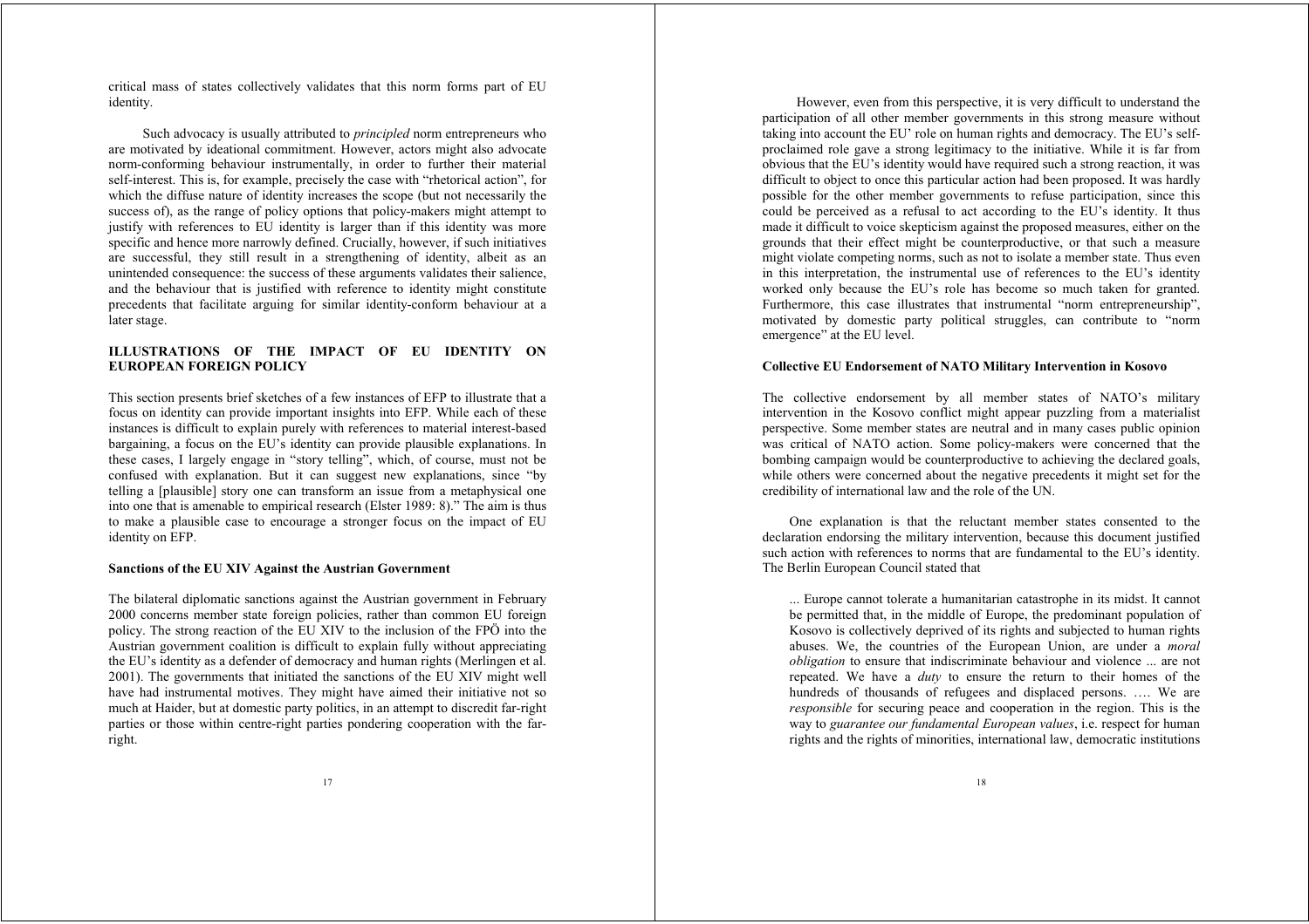critical mass of states collectively validates that this norm forms part of EU identity.

Such advocacy is usually attributed to *principled* norm entrepreneurs who are motivated by ideational commitment. However, actors might also advocate norm-conforming behaviour instrumentally, in order to further their material self-interest. This is, for example, precisely the case with "rhetorical action", for which the diffuse nature of identity increases the scope (but not necessarily the success of), as the range of policy options that policy-makers might attempt to justify with references to EU identity is larger than if this identity was more specific and hence more narrowly defined. Crucially, however, if such initiatives are successful, they still result in a strengthening of identity, albeit as an unintended consequence: the success of these arguments validates their salience, and the behaviour that is justified with reference to identity might constitute precedents that facilitate arguing for similar identity-conform behaviour at a later stage.

## ILLUSTRATIONS OF THE IMPACT OF EU IDENTITY ON EUROPEAN FOREIGN POLICY

This section presents brief sketches of a few instances of EFP to illustrate that a focus on identity can provide important insights into EFP. While each of these instances is difficult to explain purely with references to material interest-based bargaining, a focus on the EU's identity can provide plausible explanations. In these cases, I largely engage in "story telling", which, of course, must not be confused with explanation. But it can suggest new explanations, since "by telling a [plausible] story one can transform an issue from a metaphysical one into one that is amenable to empirical research (Elster 1989: 8)." The aim is thus to make a plausible case to encourage a stronger focus on the impact of EU identity on EFP.

### Sanctions of the EU XIV Against the Austrian Government

The bilateral diplomatic sanctions against the Austrian government in February 2000 concerns member state foreign policies, rather than common EU foreign policy. The strong reaction of the EU XIV to the inclusion of the FPÖ into the Austrian government coalition is difficult to explain fully without appreciating the EU's identity as a defender of democracy and human rights (Merlingen et al. 2001). The governments that initiated the sanctions of the EU XIV might well have had instrumental motives. They might have aimed their initiative not so much at Haider, but at domestic party politics, in an attempt to discredit far-right parties or those within centre-right parties pondering cooperation with the far-right.

However, even from this perspective, it is very difficult to understand the participation of all other member governments in this strong measure without taking into account the EU' role on human rights and democracy. The EU's self-proclaimed role gave a strong legitimacy to the initiative. While it is far from obvious that the EU's identity would have required such a strong reaction, it was difficult to object to once this particular action had been proposed. It was hardly possible for the other member governments to refuse participation, since this could be perceived as a refusal to act according to the EU's identity. It thus made it difficult to voice skepticism against the proposed measures, either on the grounds that their effect might be counterproductive, or that such a measure might violate competing norms, such as not to isolate a member state. Thus even in this interpretation, the instrumental use of references to the EU's identity worked only because the EU's role has become so much taken for granted. Furthermore, this case illustrates that instrumental "norm entrepreneurship", motivated by domestic party political struggles, can contribute to "norm emergence" at the EU level.

### Collective EU Endorsement of NATO Military Intervention in Kosovo

The collective endorsement by all member states of NATO's military intervention in the Kosovo conflict might appear puzzling from a materialist perspective. Some member states are neutral and in many cases public opinion was critical of NATO action. Some policy-makers were concerned that the bombing campaign would be counterproductive to achieving the declared goals, while others were concerned about the negative precedents it might set for the credibility of international law and the role of the UN.

One explanation is that the reluctant member states consented to the declaration endorsing the military intervention, because this document justified such action with references to norms that are fundamental to the EU's identity. The Berlin European Council stated that

> ... Europe cannot tolerate a humanitarian catastrophe in its midst. It cannot be permitted that, in the middle of Europe, the predominant population of Kosovo is collectively deprived of its rights and subjected to human rights abuses. We, the countries of the European Union, are under a *moral obligation* to ensure that indiscriminate behaviour and violence ... are not repeated. We have a *duty* to ensure the return to their homes of the hundreds of thousands of refugees and displaced persons. …. We are *responsible* for securing peace and cooperation in the region. This is the way to *guarantee our fundamental European values*, i.e. respect for human rights and the rights of minorities, international law, democratic institutions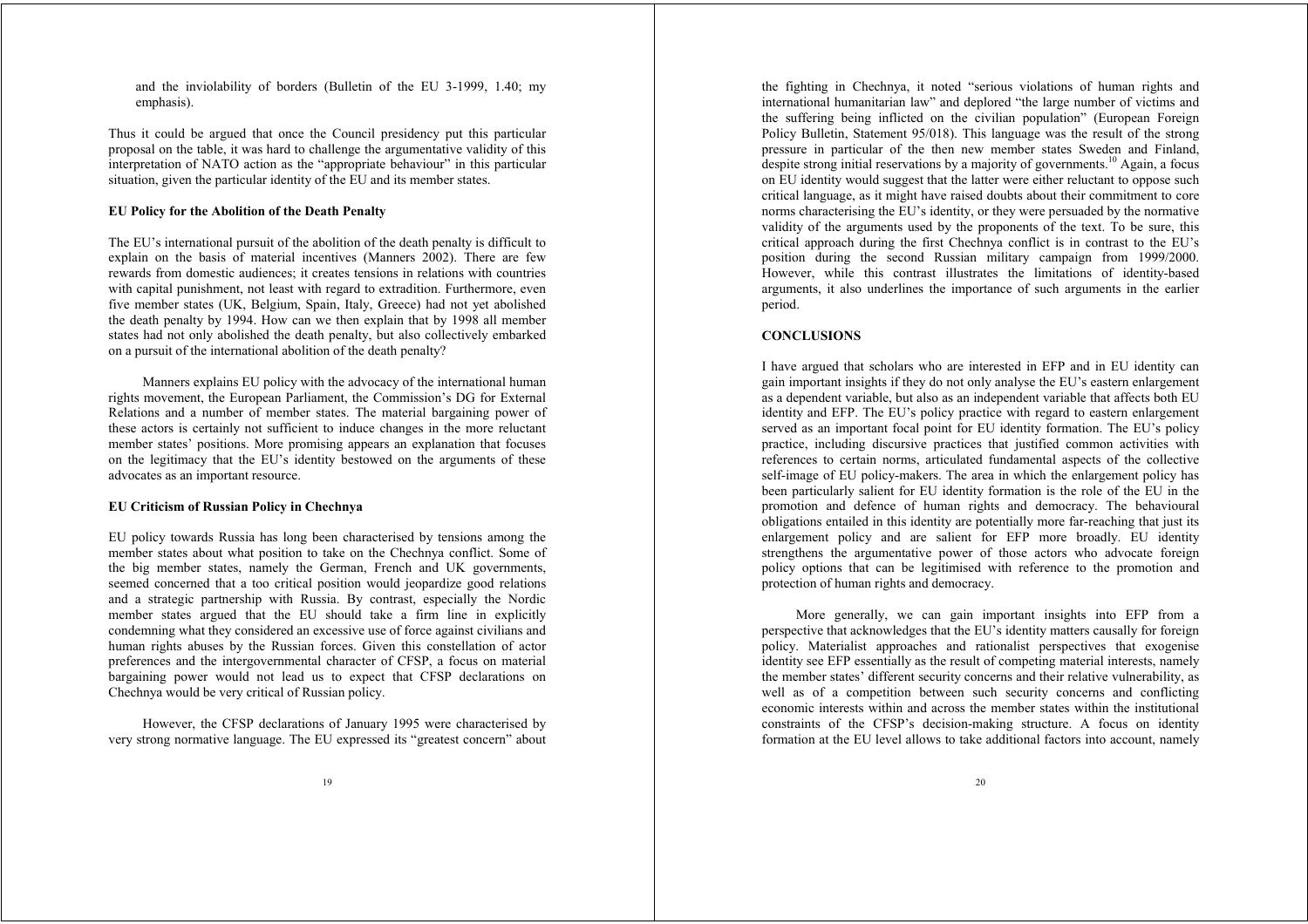and the inviolability of borders (Bulletin of the EU 3-1999, 1.40; my emphasis).

Thus it could be argued that once the Council presidency put this particular proposal on the table, it was hard to challenge the argumentative validity of this interpretation of NATO action as the "appropriate behaviour" in this particular situation, given the particular identity of the EU and its member states.

**EU Policy for the Abolition of the Death Penalty**

The EU's international pursuit of the abolition of the death penalty is difficult to explain on the basis of material incentives (Manners 2002). There are few rewards from domestic audiences; it creates tensions in relations with countries with capital punishment, not least with regard to extradition. Furthermore, even five member states (UK, Belgium, Spain, Italy, Greece) had not yet abolished the death penalty by 1994. How can we then explain that by 1998 all member states had not only abolished the death penalty, but also collectively embarked on a pursuit of the international abolition of the death penalty?

Manners explains EU policy with the advocacy of the international human rights movement, the European Parliament, the Commission's DG for External Relations and a number of member states. The material bargaining power of these actors is certainly not sufficient to induce changes in the more reluctant member states' positions. More promising appears an explanation that focuses on the legitimacy that the EU's identity bestowed on the arguments of these advocates as an important resource.

**EU Criticism of Russian Policy in Chechnya**

EU policy towards Russia has long been characterised by tensions among the member states about what position to take on the Chechnya conflict. Some of the big member states, namely the German, French and UK governments, seemed concerned that a too critical position would jeopardize good relations and a strategic partnership with Russia. By contrast, especially the Nordic member states argued that the EU should take a firm line in explicitly condemning what they considered an excessive use of force against civilians and human rights abuses by the Russian forces. Given this constellation of actor preferences and the intergovernmental character of CFSP, a focus on material bargaining power would not lead us to expect that CFSP declarations on Chechnya would be very critical of Russian policy.

However, the CFSP declarations of January 1995 were characterised by very strong normative language. The EU expressed its "greatest concern" about the fighting in Chechnya, it noted "serious violations of human rights and international humanitarian law" and deplored "the large number of victims and the suffering being inflicted on the civilian population" (European Foreign Policy Bulletin, Statement 95/018). This language was the result of the strong pressure in particular of the then new member states Sweden and Finland, despite strong initial reservations by a majority of governments.[10] Again, a focus on EU identity would suggest that the latter were either reluctant to oppose such critical language, as it might have raised doubts about their commitment to core norms characterising the EU's identity, or they were persuaded by the normative validity of the arguments used by the proponents of the text. To be sure, this critical approach during the first Chechnya conflict is in contrast to the EU's position during the second Russian military campaign from 1999/2000. However, while this contrast illustrates the limitations of identity-based arguments, it also underlines the importance of such arguments in the earlier period.

## CONCLUSIONS

I have argued that scholars who are interested in EFP and in EU identity can gain important insights if they do not only analyse the EU's eastern enlargement as a dependent variable, but also as an independent variable that affects both EU identity and EFP. The EU's policy practice with regard to eastern enlargement served as an important focal point for EU identity formation. The EU's policy practice, including discursive practices that justified common activities with references to certain norms, articulated fundamental aspects of the collective self-image of EU policy-makers. The area in which the enlargement policy has been particularly salient for EU identity formation is the role of the EU in the promotion and defence of human rights and democracy. The behavioural obligations entailed in this identity are potentially more far-reaching that just its enlargement policy and are salient for EFP more broadly. EU identity strengthens the argumentative power of those actors who advocate foreign policy options that can be legitimised with reference to the promotion and protection of human rights and democracy.

More generally, we can gain important insights into EFP from a perspective that acknowledges that the EU's identity matters causally for foreign policy. Materialist approaches and rationalist perspectives that exogenise identity see EFP essentially as the result of competing material interests, namely the member states' different security concerns and their relative vulnerability, as well as of a competition between such security concerns and conflicting economic interests within and across the member states within the institutional constraints of the CFSP's decision-making structure. A focus on identity formation at the EU level allows to take additional factors into account, namely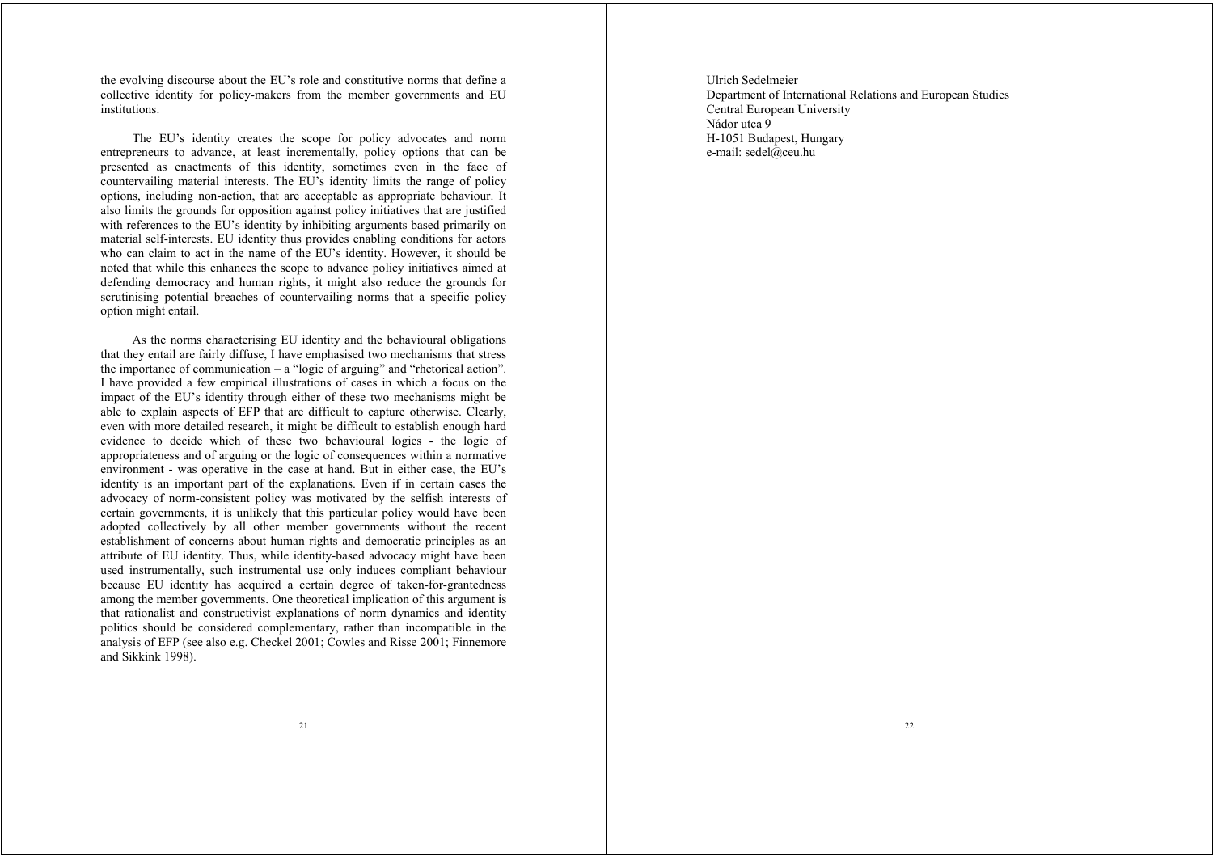the evolving discourse about the EU's role and constitutive norms that define a collective identity for policy-makers from the member governments and EU institutions.

The EU's identity creates the scope for policy advocates and norm entrepreneurs to advance, at least incrementally, policy options that can be presented as enactments of this identity, sometimes even in the face of countervailing material interests. The EU's identity limits the range of policy options, including non-action, that are acceptable as appropriate behaviour. It also limits the grounds for opposition against policy initiatives that are justified with references to the EU's identity by inhibiting arguments based primarily on material self-interests. EU identity thus provides enabling conditions for actors who can claim to act in the name of the EU's identity. However, it should be noted that while this enhances the scope to advance policy initiatives aimed at defending democracy and human rights, it might also reduce the grounds for scrutinising potential breaches of countervailing norms that a specific policy option might entail.

As the norms characterising EU identity and the behavioural obligations that they entail are fairly diffuse, I have emphasised two mechanisms that stress the importance of communication – a "logic of arguing" and "rhetorical action". I have provided a few empirical illustrations of cases in which a focus on the impact of the EU's identity through either of these two mechanisms might be able to explain aspects of EFP that are difficult to capture otherwise. Clearly, even with more detailed research, it might be difficult to establish enough hard evidence to decide which of these two behavioural logics - the logic of appropriateness and of arguing or the logic of consequences within a normative environment - was operative in the case at hand. But in either case, the EU's identity is an important part of the explanations. Even if in certain cases the advocacy of norm-consistent policy was motivated by the selfish interests of certain governments, it is unlikely that this particular policy would have been adopted collectively by all other member governments without the recent establishment of concerns about human rights and democratic principles as an attribute of EU identity. Thus, while identity-based advocacy might have been used instrumentally, such instrumental use only induces compliant behaviour because EU identity has acquired a certain degree of taken-for-grantedness among the member governments. One theoretical implication of this argument is that rationalist and constructivist explanations of norm dynamics and identity politics should be considered complementary, rather than incompatible in the analysis of EFP (see also e.g. Checkel 2001; Cowles and Risse 2001; Finnemore and Sikkink 1998).

Ulrich Sedelmeier
Department of International Relations and European Studies
Central European University
Nádor utca 9
H-1051 Budapest, Hungary
e-mail: sedel@ceu.hu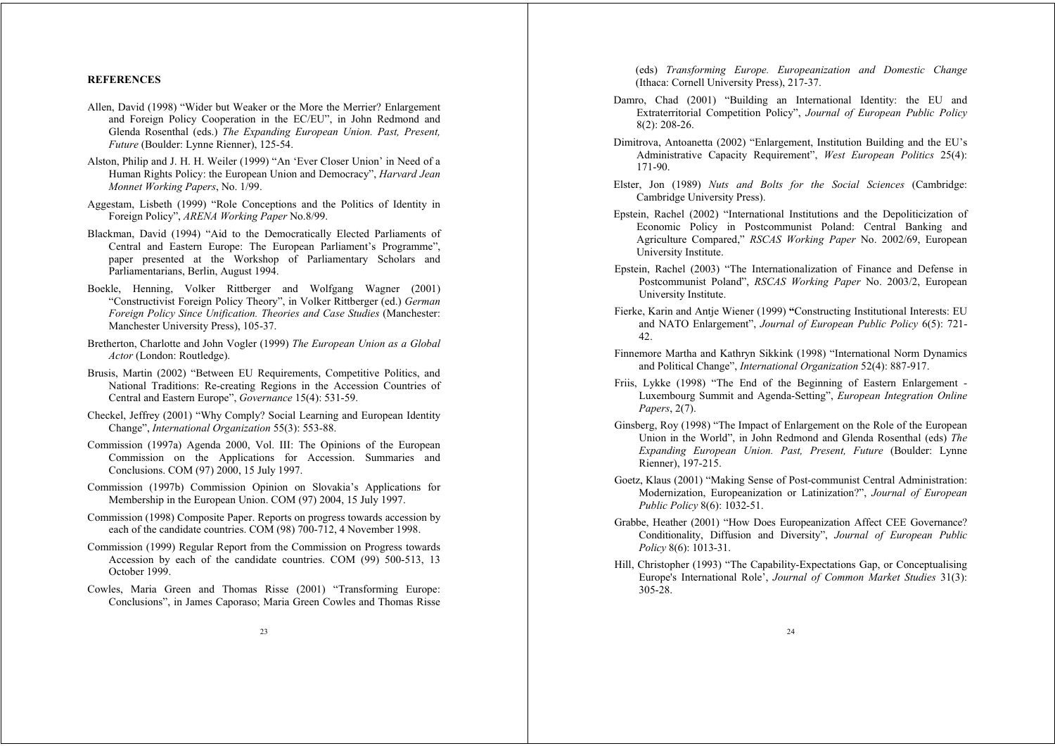**REFERENCES**

Allen, David (1998) “Wider but Weaker or the More the Merrier? Enlargement and Foreign Policy Cooperation in the EC/EU”, in John Redmond and Glenda Rosenthal (eds.) *The Expanding European Union. Past, Present, Future* (Boulder: Lynne Rienner), 125-54.

Alston, Philip and J. H. H. Weiler (1999) “An ‘Ever Closer Union’ in Need of a Human Rights Policy: the European Union and Democracy”, *Harvard Jean Monnet Working Papers*, No. 1/99.

Aggestam, Lisbeth (1999) “Role Conceptions and the Politics of Identity in Foreign Policy”, *ARENA Working Paper* No.8/99.

Blackman, David (1994) “Aid to the Democratically Elected Parliaments of Central and Eastern Europe: The European Parliament’s Programme”, paper presented at the Workshop of Parliamentary Scholars and Parliamentarians, Berlin, August 1994.

Boekle, Henning, Volker Rittberger and Wolfgang Wagner (2001) “Constructivist Foreign Policy Theory”, in Volker Rittberger (ed.) *German Foreign Policy Since Unification. Theories and Case Studies* (Manchester: Manchester University Press), 105-37.

Bretherton, Charlotte and John Vogler (1999) *The European Union as a Global Actor* (London: Routledge).

Brusis, Martin (2002) “Between EU Requirements, Competitive Politics, and National Traditions: Re-creating Regions in the Accession Countries of Central and Eastern Europe”, *Governance* 15(4): 531-59.

Checkel, Jeffrey (2001) “Why Comply? Social Learning and European Identity Change”, *International Organization* 55(3): 553-88.

Commission (1997a) Agenda 2000, Vol. III: The Opinions of the European Commission on the Applications for Accession. Summaries and Conclusions. COM (97) 2000, 15 July 1997.

Commission (1997b) Commission Opinion on Slovakia’s Applications for Membership in the European Union. COM (97) 2004, 15 July 1997.

Commission (1998) Composite Paper. Reports on progress towards accession by each of the candidate countries. COM (98) 700-712, 4 November 1998.

Commission (1999) Regular Report from the Commission on Progress towards Accession by each of the candidate countries. COM (99) 500-513, 13 October 1999.

Cowles, Maria Green and Thomas Risse (2001) “Transforming Europe: Conclusions”, in James Caporaso; Maria Green Cowles and Thomas Risse (eds) *Transforming Europe. Europeanization and Domestic Change* (Ithaca: Cornell University Press), 217-37.

Damro, Chad (2001) “Building an International Identity: the EU and Extraterritorial Competition Policy”, *Journal of European Public Policy* 8(2): 208-26.

Dimitrova, Antoanetta (2002) “Enlargement, Institution Building and the EU’s Administrative Capacity Requirement”, *West European Politics* 25(4): 171-90.

Elster, Jon (1989) *Nuts and Bolts for the Social Sciences* (Cambridge: Cambridge University Press).

Epstein, Rachel (2002) “International Institutions and the Depoliticization of Economic Policy in Postcommunist Poland: Central Banking and Agriculture Compared,” *RSCAS Working Paper* No. 2002/69, European University Institute.

Epstein, Rachel (2003) “The Internationalization of Finance and Defense in Postcommunist Poland”, *RSCAS Working Paper* No. 2003/2, European University Institute.

Fierke, Karin and Antje Wiener (1999) “Constructing Institutional Interests: EU and NATO Enlargement”, *Journal of European Public Policy* 6(5): 721-42.

Finnemore Martha and Kathryn Sikkink (1998) “International Norm Dynamics and Political Change”, *International Organization* 52(4): 887-917.

Friis, Lykke (1998) “The End of the Beginning of Eastern Enlargement - Luxembourg Summit and Agenda-Setting”, *European Integration Online Papers*, 2(7).

Ginsberg, Roy (1998) “The Impact of Enlargement on the Role of the European Union in the World”, in John Redmond and Glenda Rosenthal (eds) *The Expanding European Union. Past, Present, Future* (Boulder: Lynne Rienner), 197-215.

Goetz, Klaus (2001) “Making Sense of Post-communist Central Administration: Modernization, Europeanization or Latinization?”, *Journal of European Public Policy* 8(6): 1032-51.

Grabbe, Heather (2001) “How Does Europeanization Affect CEE Governance? Conditionality, Diffusion and Diversity”, *Journal of European Public Policy* 8(6): 1013-31.

Hill, Christopher (1993) “The Capability-Expectations Gap, or Conceptualising Europe's International Role’, *Journal of Common Market Studies* 31(3): 305-28.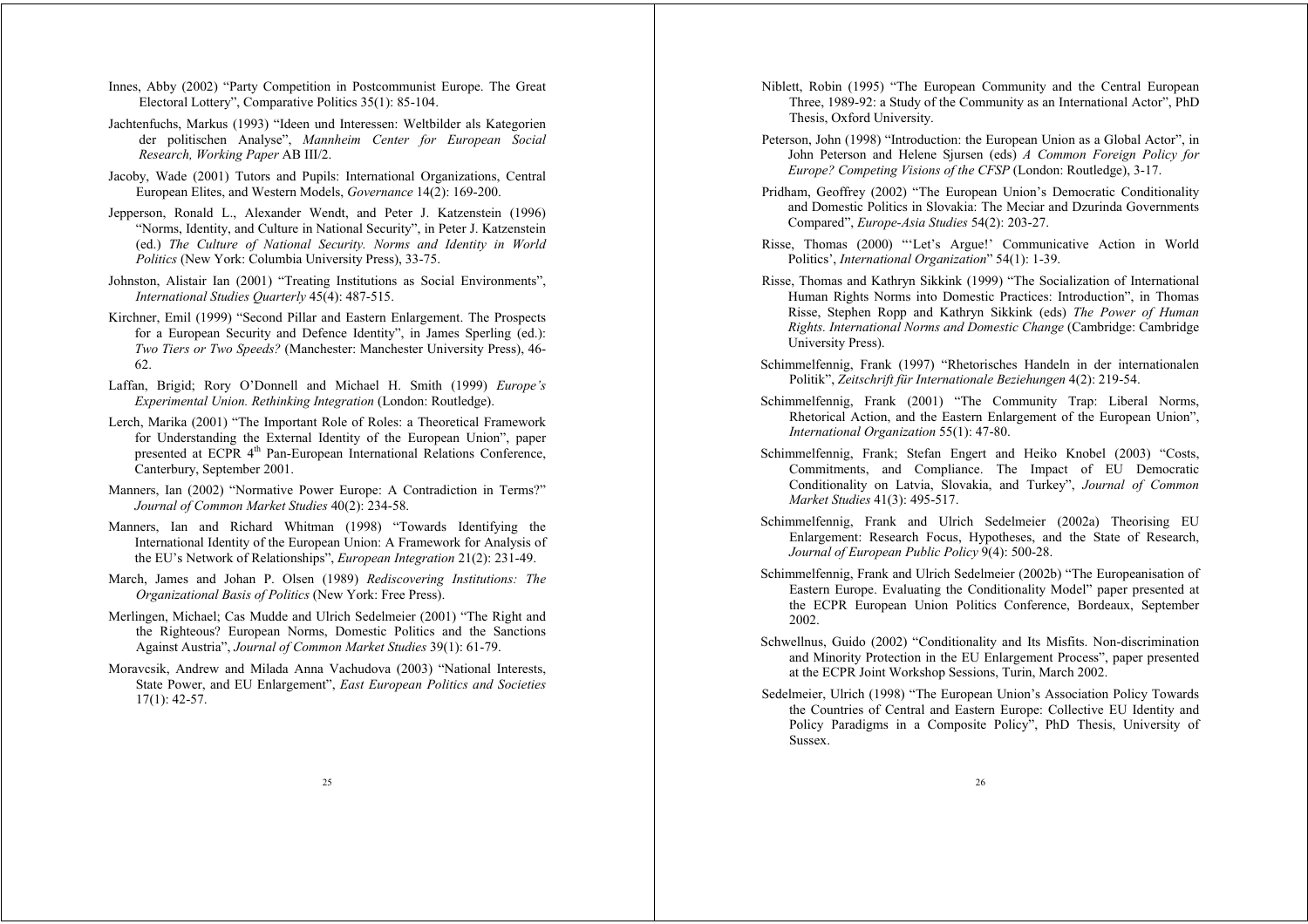Innes, Abby (2002) "Party Competition in Postcommunist Europe. The Great Electoral Lottery", Comparative Politics 35(1): 85-104.

Jachtenfuchs, Markus (1993) "Ideen und Interessen: Weltbilder als Kategorien der politischen Analyse", *Mannheim Center for European Social Research, Working Paper* AB III/2.

Jacoby, Wade (2001) Tutors and Pupils: International Organizations, Central European Elites, and Western Models, *Governance* 14(2): 169-200.

Jepperson, Ronald L., Alexander Wendt, and Peter J. Katzenstein (1996) "Norms, Identity, and Culture in National Security", in Peter J. Katzenstein (ed.) *The Culture of National Security. Norms and Identity in World Politics* (New York: Columbia University Press), 33-75.

Johnston, Alistair Ian (2001) "Treating Institutions as Social Environments", *International Studies Quarterly* 45(4): 487-515.

Kirchner, Emil (1999) "Second Pillar and Eastern Enlargement. The Prospects for a European Security and Defence Identity", in James Sperling (ed.): *Two Tiers or Two Speeds?* (Manchester: Manchester University Press), 46-62.

Laffan, Brigid; Rory O'Donnell and Michael H. Smith (1999) *Europe's Experimental Union. Rethinking Integration* (London: Routledge).

Lerch, Marika (2001) "The Important Role of Roles: a Theoretical Framework for Understanding the External Identity of the European Union", paper presented at ECPR 4th Pan-European International Relations Conference, Canterbury, September 2001.

Manners, Ian (2002) "Normative Power Europe: A Contradiction in Terms?" *Journal of Common Market Studies* 40(2): 234-58.

Manners, Ian and Richard Whitman (1998) "Towards Identifying the International Identity of the European Union: A Framework for Analysis of the EU's Network of Relationships", *European Integration* 21(2): 231-49.

March, James and Johan P. Olsen (1989) *Rediscovering Institutions: The Organizational Basis of Politics* (New York: Free Press).

Merlingen, Michael; Cas Mudde and Ulrich Sedelmeier (2001) "The Right and the Righteous? European Norms, Domestic Politics and the Sanctions Against Austria", *Journal of Common Market Studies* 39(1): 61-79.

Moravcsik, Andrew and Milada Anna Vachudova (2003) "National Interests, State Power, and EU Enlargement", *East European Politics and Societies* 17(1): 42-57.

Niblett, Robin (1995) "The European Community and the Central European Three, 1989-92: a Study of the Community as an International Actor", PhD Thesis, Oxford University.

Peterson, John (1998) "Introduction: the European Union as a Global Actor", in John Peterson and Helene Sjursen (eds) *A Common Foreign Policy for Europe? Competing Visions of the CFSP* (London: Routledge), 3-17.

Pridham, Geoffrey (2002) "The European Union's Democratic Conditionality and Domestic Politics in Slovakia: The Meciar and Dzurinda Governments Compared", *Europe-Asia Studies* 54(2): 203-27.

Risse, Thomas (2000) "'Let's Argue!' Communicative Action in World Politics', *International Organization*" 54(1): 1-39.

Risse, Thomas and Kathryn Sikkink (1999) "The Socialization of International Human Rights Norms into Domestic Practices: Introduction", in Thomas Risse, Stephen Ropp and Kathryn Sikkink (eds) *The Power of Human Rights. International Norms and Domestic Change* (Cambridge: Cambridge University Press).

Schimmelfennig, Frank (1997) "Rhetorisches Handeln in der internationalen Politik", *Zeitschrift für Internationale Beziehungen* 4(2): 219-54.

Schimmelfennig, Frank (2001) "The Community Trap: Liberal Norms, Rhetorical Action, and the Eastern Enlargement of the European Union", *International Organization* 55(1): 47-80.

Schimmelfennig, Frank; Stefan Engert and Heiko Knobel (2003) "Costs, Commitments, and Compliance. The Impact of EU Democratic Conditionality on Latvia, Slovakia, and Turkey", *Journal of Common Market Studies* 41(3): 495-517.

Schimmelfennig, Frank and Ulrich Sedelmeier (2002a) Theorising EU Enlargement: Research Focus, Hypotheses, and the State of Research, *Journal of European Public Policy* 9(4): 500-28.

Schimmelfennig, Frank and Ulrich Sedelmeier (2002b) "The Europeanisation of Eastern Europe. Evaluating the Conditionality Model" paper presented at the ECPR European Union Politics Conference, Bordeaux, September 2002.

Schwellnus, Guido (2002) "Conditionality and Its Misfits. Non-discrimination and Minority Protection in the EU Enlargement Process", paper presented at the ECPR Joint Workshop Sessions, Turin, March 2002.

Sedelmeier, Ulrich (1998) "The European Union's Association Policy Towards the Countries of Central and Eastern Europe: Collective EU Identity and Policy Paradigms in a Composite Policy", PhD Thesis, University of Sussex.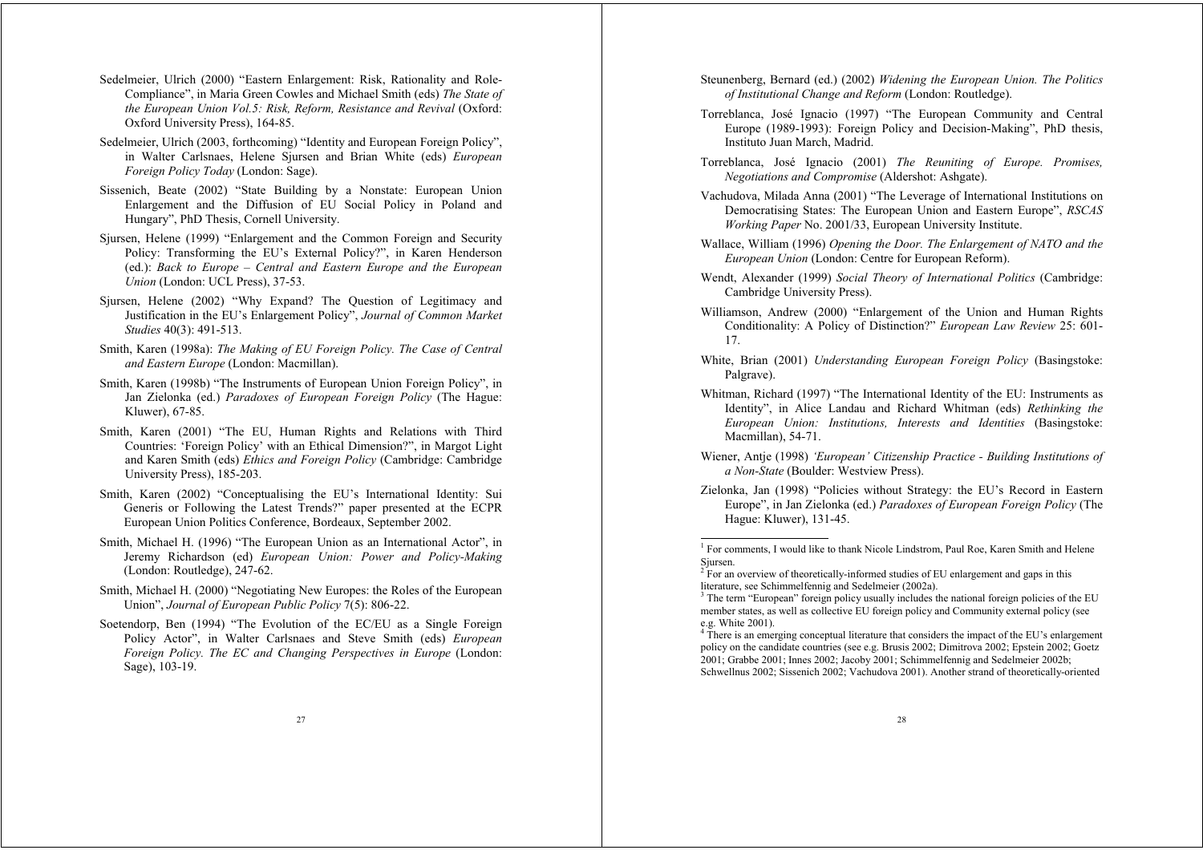Sedelmeier, Ulrich (2000) "Eastern Enlargement: Risk, Rationality and Role-Compliance", in Maria Green Cowles and Michael Smith (eds) *The State of the European Union Vol.5: Risk, Reform, Resistance and Revival* (Oxford: Oxford University Press), 164-85.

Sedelmeier, Ulrich (2003, forthcoming) "Identity and European Foreign Policy", in Walter Carlsnaes, Helene Sjursen and Brian White (eds) *European Foreign Policy Today* (London: Sage).

Sissenich, Beate (2002) "State Building by a Nonstate: European Union Enlargement and the Diffusion of EU Social Policy in Poland and Hungary", PhD Thesis, Cornell University.

Sjursen, Helene (1999) "Enlargement and the Common Foreign and Security Policy: Transforming the EU's External Policy?", in Karen Henderson (ed.): *Back to Europe – Central and Eastern Europe and the European Union* (London: UCL Press), 37-53.

Sjursen, Helene (2002) "Why Expand? The Question of Legitimacy and Justification in the EU's Enlargement Policy", *Journal of Common Market Studies* 40(3): 491-513.

Smith, Karen (1998a): *The Making of EU Foreign Policy. The Case of Central and Eastern Europe* (London: Macmillan).

Smith, Karen (1998b) "The Instruments of European Union Foreign Policy", in Jan Zielonka (ed.) *Paradoxes of European Foreign Policy* (The Hague: Kluwer), 67-85.

Smith, Karen (2001) "The EU, Human Rights and Relations with Third Countries: 'Foreign Policy' with an Ethical Dimension?", in Margot Light and Karen Smith (eds) *Ethics and Foreign Policy* (Cambridge: Cambridge University Press), 185-203.

Smith, Karen (2002) "Conceptualising the EU's International Identity: Sui Generis or Following the Latest Trends?" paper presented at the ECPR European Union Politics Conference, Bordeaux, September 2002.

Smith, Michael H. (1996) "The European Union as an International Actor", in Jeremy Richardson (ed) *European Union: Power and Policy-Making* (London: Routledge), 247-62.

Smith, Michael H. (2000) "Negotiating New Europes: the Roles of the European Union", *Journal of European Public Policy* 7(5): 806-22.

Soetendorp, Ben (1994) "The Evolution of the EC/EU as a Single Foreign Policy Actor", in Walter Carlsnaes and Steve Smith (eds) *European Foreign Policy. The EC and Changing Perspectives in Europe* (London: Sage), 103-19.

Steunenberg, Bernard (ed.) (2002) *Widening the European Union. The Politics of Institutional Change and Reform* (London: Routledge).

Torreblanca, José Ignacio (1997) "The European Community and Central Europe (1989-1993): Foreign Policy and Decision-Making", PhD thesis, Instituto Juan March, Madrid.

Torreblanca, José Ignacio (2001) *The Reuniting of Europe. Promises, Negotiations and Compromise* (Aldershot: Ashgate).

Vachudova, Milada Anna (2001) "The Leverage of International Institutions on Democratising States: The European Union and Eastern Europe", *RSCAS Working Paper* No. 2001/33, European University Institute.

Wallace, William (1996) *Opening the Door. The Enlargement of NATO and the European Union* (London: Centre for European Reform).

Wendt, Alexander (1999) *Social Theory of International Politics* (Cambridge: Cambridge University Press).

Williamson, Andrew (2000) "Enlargement of the Union and Human Rights Conditionality: A Policy of Distinction?" *European Law Review* 25: 601-17.

White, Brian (2001) *Understanding European Foreign Policy* (Basingstoke: Palgrave).

Whitman, Richard (1997) "The International Identity of the EU: Instruments as Identity", in Alice Landau and Richard Whitman (eds) *Rethinking the European Union: Institutions, Interests and Identities* (Basingstoke: Macmillan), 54-71.

Wiener, Antje (1998) *'European' Citizenship Practice - Building Institutions of a Non-State* (Boulder: Westview Press).

Zielonka, Jan (1998) "Policies without Strategy: the EU's Record in Eastern Europe", in Jan Zielonka (ed.) *Paradoxes of European Foreign Policy* (The Hague: Kluwer), 131-45.

---

[1] For comments, I would like to thank Nicole Lindstrom, Paul Roe, Karen Smith and Helene Sjursen.

[2] For an overview of theoretically-informed studies of EU enlargement and gaps in this literature, see Schimmelfennig and Sedelmeier (2002a).

[3] The term "European" foreign policy usually includes the national foreign policies of the EU member states, as well as collective EU foreign policy and Community external policy (see e.g. White 2001).

[4] There is an emerging conceptual literature that considers the impact of the EU's enlargement policy on the candidate countries (see e.g. Brusis 2002; Dimitrova 2002; Epstein 2002; Goetz 2001; Grabbe 2001; Innes 2002; Jacoby 2001; Schimmelfennig and Sedelmeier 2002b; Schwellnus 2002; Sissenich 2002; Vachudova 2001). Another strand of theoretically-oriented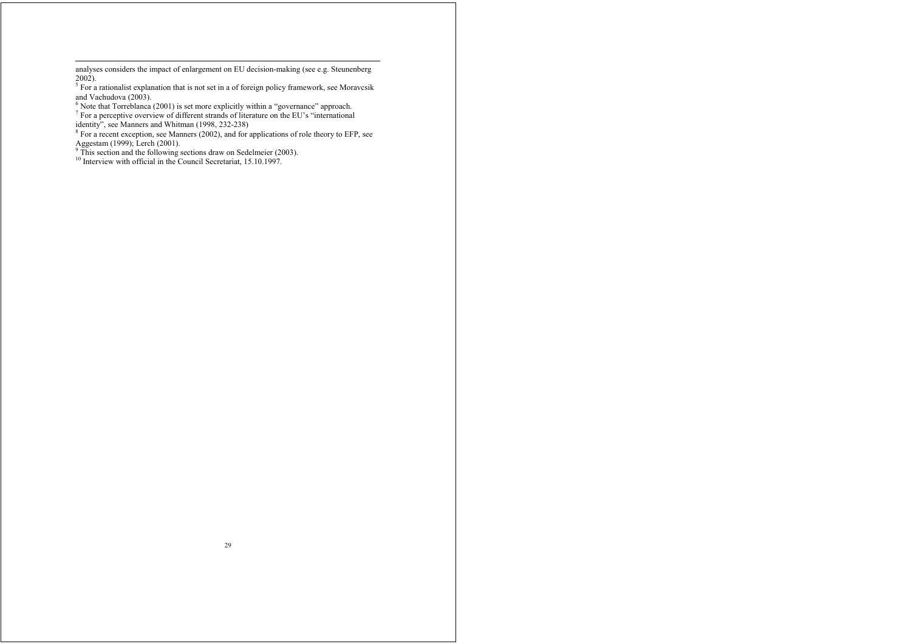analyses considers the impact of enlargement on EU decision-making (see e.g. Steunenberg 2002).

[5] For a rationalist explanation that is not set in a of foreign policy framework, see Moravcsik and Vachudova (2003).

[6] Note that Torreblanca (2001) is set more explicitly within a "governance" approach.

[7] For a perceptive overview of different strands of literature on the EU's "international identity", see Manners and Whitman (1998, 232-238)

[8] For a recent exception, see Manners (2002), and for applications of role theory to EFP, see Aggestam (1999); Lerch (2001).

[9] This section and the following sections draw on Sedelmeier (2003).

[10] Interview with official in the Council Secretariat, 15.10.1997.